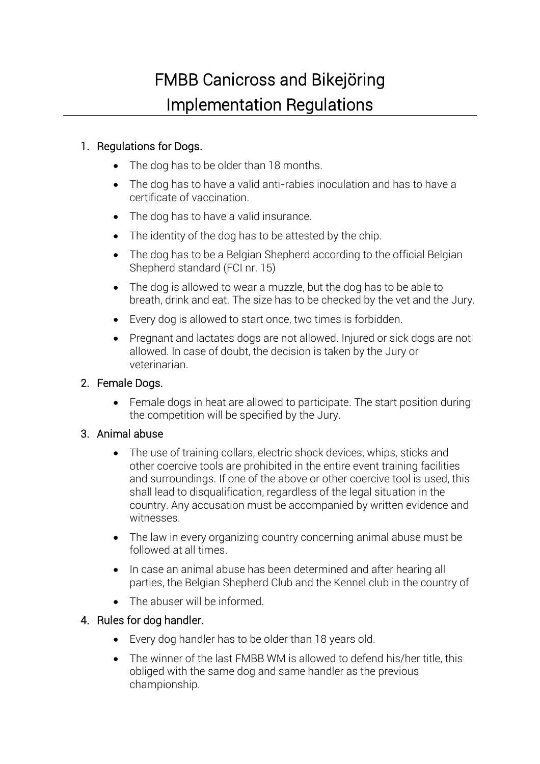# FMBB Canicross and Bikejöring Implementation Regulations

1. Regulations for Dogs.
   - The dog has to be older than 18 months.
   - The dog has to have a valid anti-rabies inoculation and has to have a certificate of vaccination.
   - The dog has to have a valid insurance.
   - The identity of the dog has to be attested by the chip.
   - The dog has to be a Belgian Shepherd according to the official Belgian Shepherd standard (FCI nr. 15)
   - The dog is allowed to wear a muzzle, but the dog has to be able to breath, drink and eat. The size has to be checked by the vet and the Jury.
   - Every dog is allowed to start once, two times is forbidden.
   - Pregnant and lactates dogs are not allowed. Injured or sick dogs are not allowed. In case of doubt, the decision is taken by the Jury or veterinarian.
2. Female Dogs.
   - Female dogs in heat are allowed to participate. The start position during the competition will be specified by the Jury.
3. Animal abuse
   - The use of training collars, electric shock devices, whips, sticks and other coercive tools are prohibited in the entire event training facilities and surroundings. If one of the above or other coercive tool is used, this shall lead to disqualification, regardless of the legal situation in the country. Any accusation must be accompanied by written evidence and witnesses.
   - The law in every organizing country concerning animal abuse must be followed at all times.
   - In case an animal abuse has been determined and after hearing all parties, the Belgian Shepherd Club and the Kennel club in the country of
   - The abuser will be informed.
4. Rules for dog handler.
   - Every dog handler has to be older than 18 years old.
   - The winner of the last FMBB WM is allowed to defend his/her title, this obliged with the same dog and same handler as the previous championship.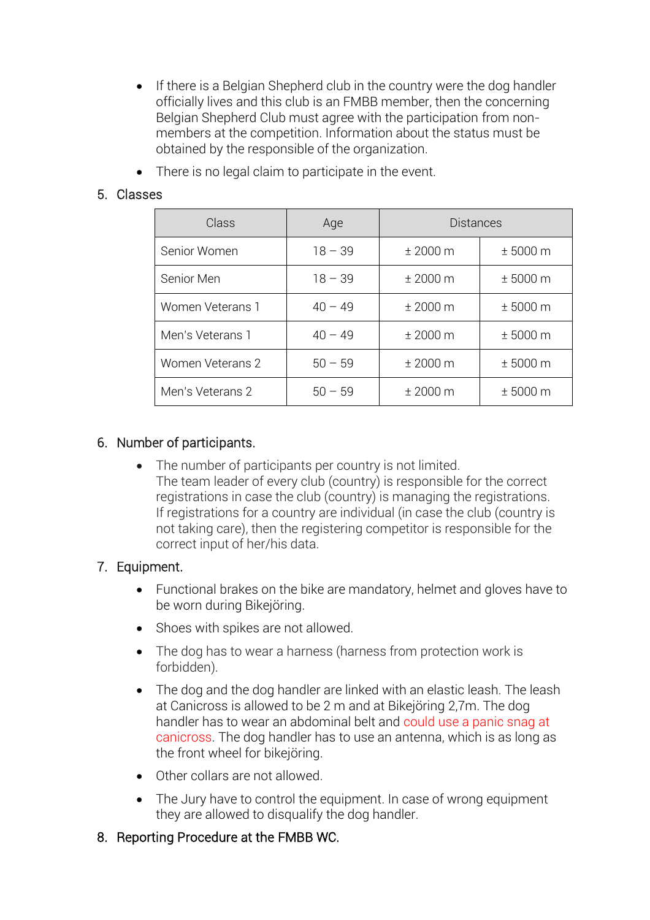- If there is a Belgian Shepherd club in the country were the dog handler officially lives and this club is an FMBB member, then the concerning Belgian Shepherd Club must agree with the participation from non-members at the competition. Information about the status must be obtained by the responsible of the organization.
- There is no legal claim to participate in the event.

5. Classes

| Class | Age | Distances | |
|---|---|---|---|
| Senior Women | 18 – 39 | ± 2000 m | ± 5000 m |
| Senior Men | 18 – 39 | ± 2000 m | ± 5000 m |
| Women Veterans 1 | 40 – 49 | ± 2000 m | ± 5000 m |
| Men's Veterans 1 | 40 – 49 | ± 2000 m | ± 5000 m |
| Women Veterans 2 | 50 – 59 | ± 2000 m | ± 5000 m |
| Men's Veterans 2 | 50 – 59 | ± 2000 m | ± 5000 m |

6. Number of participants.

- The number of participants per country is not limited.
  The team leader of every club (country) is responsible for the correct registrations in case the club (country) is managing the registrations. If registrations for a country are individual (in case the club (country is not taking care), then the registering competitor is responsible for the correct input of her/his data.

7. Equipment.

- Functional brakes on the bike are mandatory, helmet and gloves have to be worn during Bikejöring.
- Shoes with spikes are not allowed.
- The dog has to wear a harness (harness from protection work is forbidden).
- The dog and the dog handler are linked with an elastic leash. The leash at Canicross is allowed to be 2 m and at Bikejöring 2,7m. The dog handler has to wear an abdominal belt and could use a panic snag at canicross. The dog handler has to use an antenna, which is as long as the front wheel for bikejöring.
- Other collars are not allowed.
- The Jury have to control the equipment. In case of wrong equipment they are allowed to disqualify the dog handler.

8. Reporting Procedure at the FMBB WC.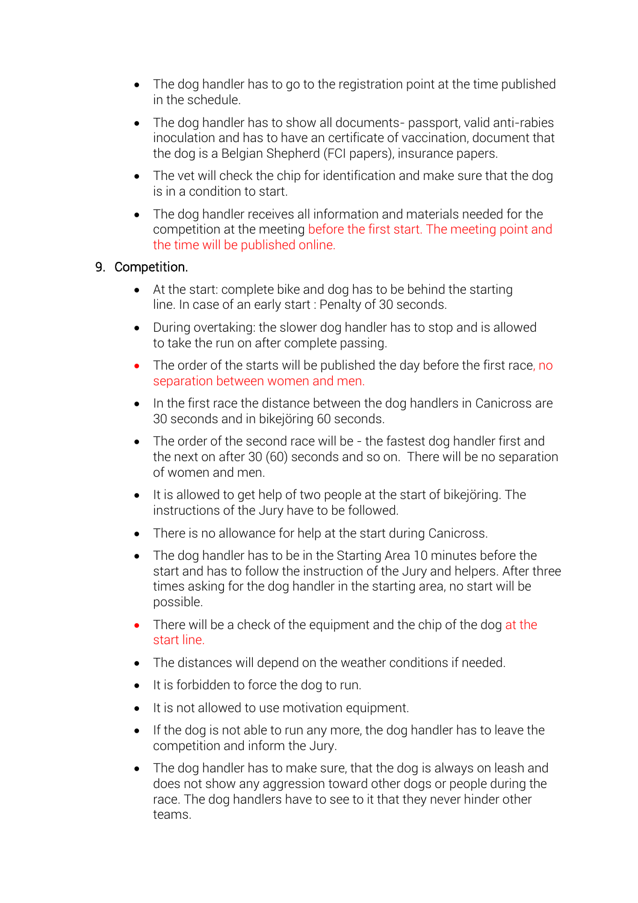- The dog handler has to go to the registration point at the time published in the schedule.
- The dog handler has to show all documents- passport, valid anti-rabies inoculation and has to have an certificate of vaccination, document that the dog is a Belgian Shepherd (FCI papers), insurance papers.
- The vet will check the chip for identification and make sure that the dog is in a condition to start.
- The dog handler receives all information and materials needed for the competition at the meeting before the first start. The meeting point and the time will be published online.

9. Competition.

- At the start: complete bike and dog has to be behind the starting line. In case of an early start : Penalty of 30 seconds.
- During overtaking: the slower dog handler has to stop and is allowed to take the run on after complete passing.
- The order of the starts will be published the day before the first race, no separation between women and men.
- In the first race the distance between the dog handlers in Canicross are 30 seconds and in bikejöring 60 seconds.
- The order of the second race will be - the fastest dog handler first and the next on after 30 (60) seconds and so on. There will be no separation of women and men.
- It is allowed to get help of two people at the start of bikejöring. The instructions of the Jury have to be followed.
- There is no allowance for help at the start during Canicross.
- The dog handler has to be in the Starting Area 10 minutes before the start and has to follow the instruction of the Jury and helpers. After three times asking for the dog handler in the starting area, no start will be possible.
- There will be a check of the equipment and the chip of the dog at the start line.
- The distances will depend on the weather conditions if needed.
- It is forbidden to force the dog to run.
- It is not allowed to use motivation equipment.
- If the dog is not able to run any more, the dog handler has to leave the competition and inform the Jury.
- The dog handler has to make sure, that the dog is always on leash and does not show any aggression toward other dogs or people during the race. The dog handlers have to see to it that they never hinder other teams.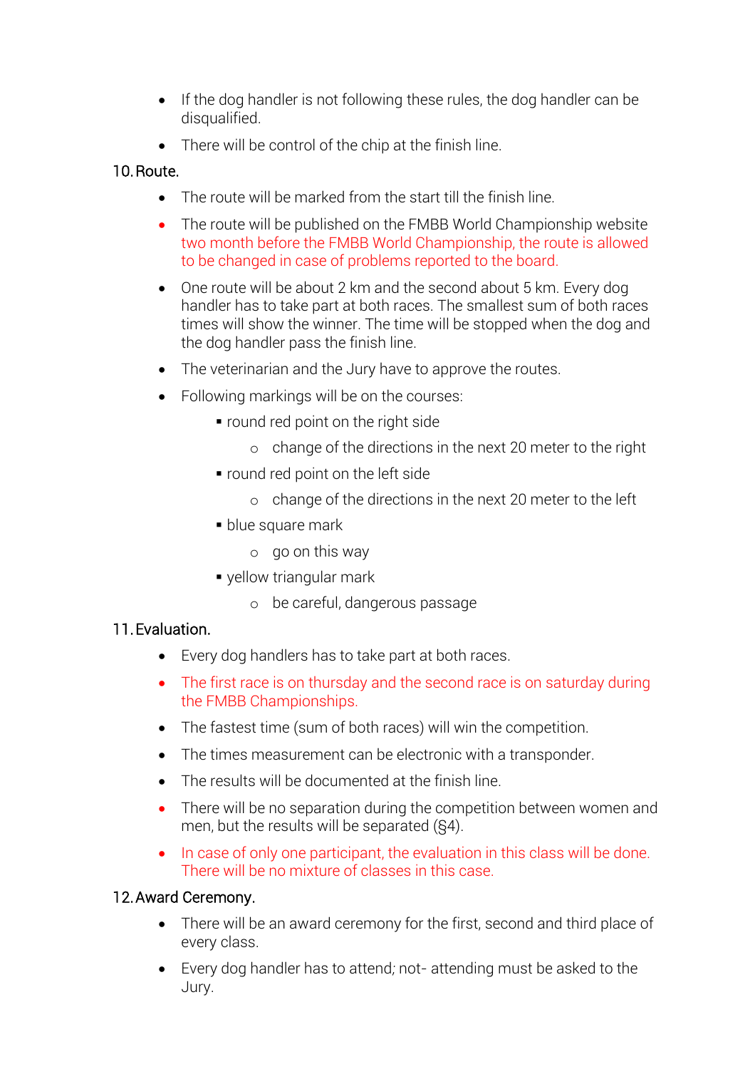- If the dog handler is not following these rules, the dog handler can be disqualified.
- There will be control of the chip at the finish line.

## 10. Route.

- The route will be marked from the start till the finish line.
- The route will be published on the FMBB World Championship website two month before the FMBB World Championship, the route is allowed to be changed in case of problems reported to the board.
- One route will be about 2 km and the second about 5 km. Every dog handler has to take part at both races. The smallest sum of both races times will show the winner. The time will be stopped when the dog and the dog handler pass the finish line.
- The veterinarian and the Jury have to approve the routes.
- Following markings will be on the courses:
  - round red point on the right side
    - change of the directions in the next 20 meter to the right
  - round red point on the left side
    - change of the directions in the next 20 meter to the left
  - blue square mark
    - go on this way
  - yellow triangular mark
    - be careful, dangerous passage

## 11. Evaluation.

- Every dog handlers has to take part at both races.
- The first race is on thursday and the second race is on saturday during the FMBB Championships.
- The fastest time (sum of both races) will win the competition.
- The times measurement can be electronic with a transponder.
- The results will be documented at the finish line.
- There will be no separation during the competition between women and men, but the results will be separated (§4).
- In case of only one participant, the evaluation in this class will be done. There will be no mixture of classes in this case.

## 12. Award Ceremony.

- There will be an award ceremony for the first, second and third place of every class.
- Every dog handler has to attend; not- attending must be asked to the Jury.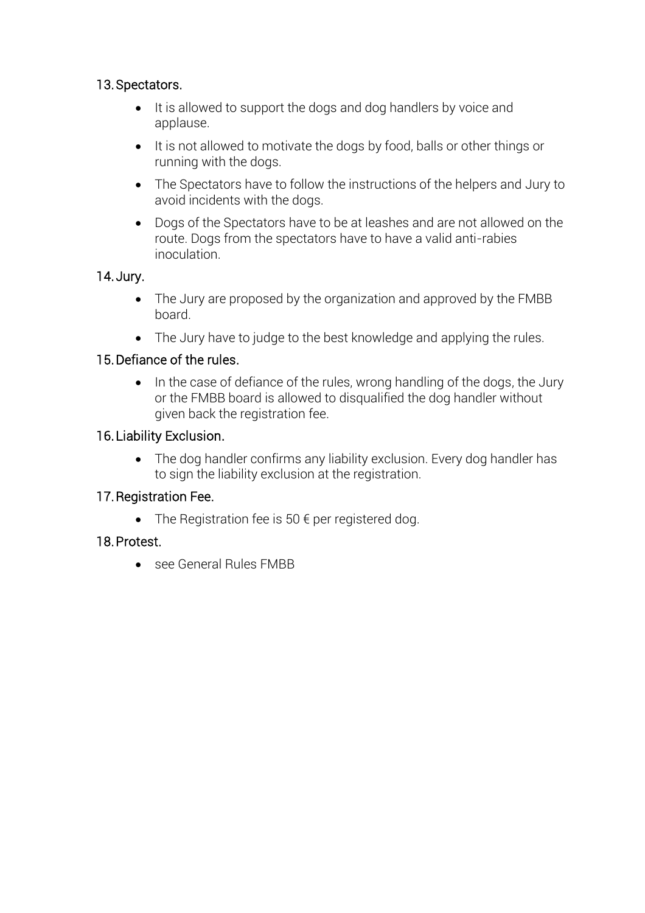## 13. Spectators.

- It is allowed to support the dogs and dog handlers by voice and applause.
- It is not allowed to motivate the dogs by food, balls or other things or running with the dogs.
- The Spectators have to follow the instructions of the helpers and Jury to avoid incidents with the dogs.
- Dogs of the Spectators have to be at leashes and are not allowed on the route. Dogs from the spectators have to have a valid anti-rabies inoculation.

## 14. Jury.

- The Jury are proposed by the organization and approved by the FMBB board.
- The Jury have to judge to the best knowledge and applying the rules.

## 15. Defiance of the rules.

- In the case of defiance of the rules, wrong handling of the dogs, the Jury or the FMBB board is allowed to disqualified the dog handler without given back the registration fee.

## 16. Liability Exclusion.

- The dog handler confirms any liability exclusion. Every dog handler has to sign the liability exclusion at the registration.

## 17. Registration Fee.

- The Registration fee is 50 € per registered dog.

## 18. Protest.

- see General Rules FMBB